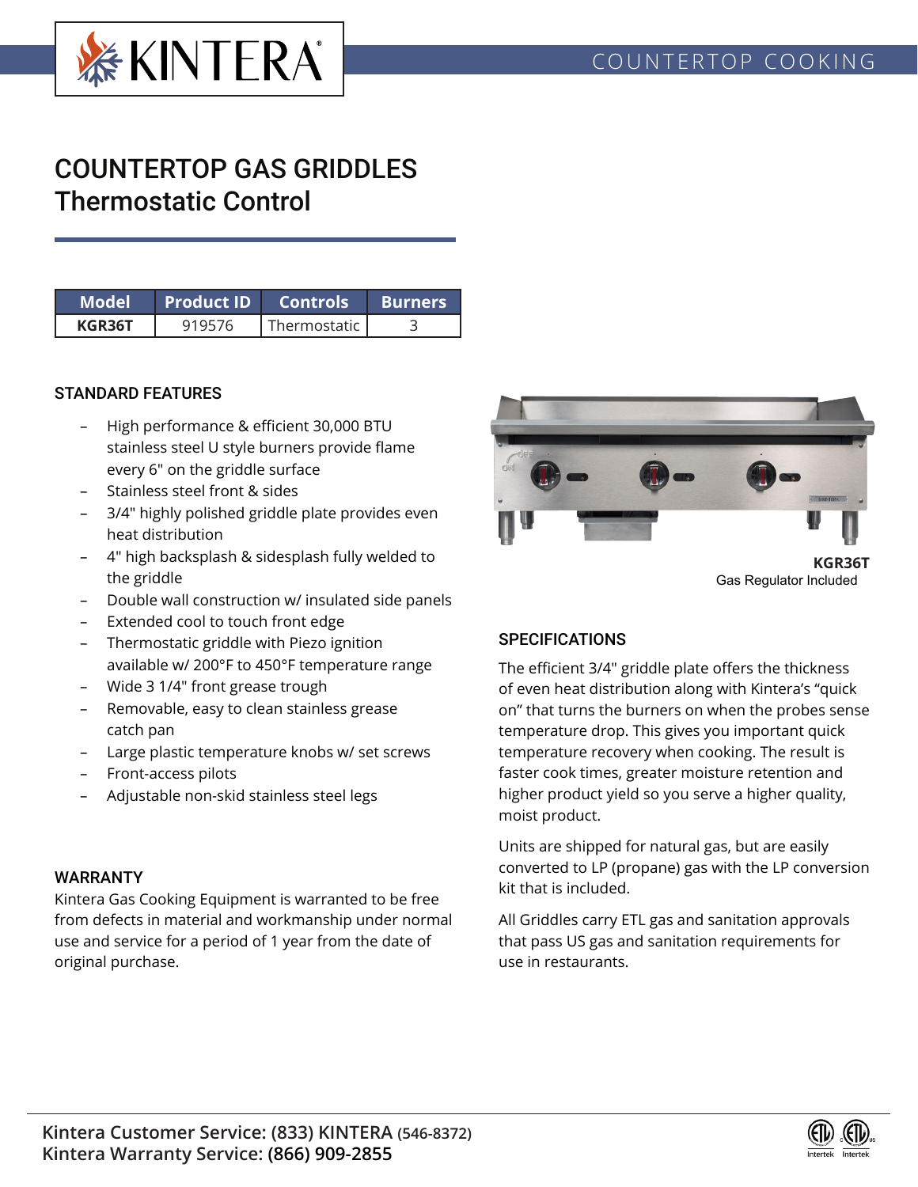# COUNTERTOP GAS GRIDDLES
## Thermostatic Control

| Model | Product ID | Controls | Burners |
|---|---|---|---|
| **KGR36T** | 919576 | Thermostatic | 3 |

### STANDARD FEATURES

- High performance & efficient 30,000 BTU stainless steel U style burners provide flame every 6" on the griddle surface
- Stainless steel front & sides
- 3/4" highly polished griddle plate provides even heat distribution
- 4" high backsplash & sidesplash fully welded to the griddle
- Double wall construction w/ insulated side panels
- Extended cool to touch front edge
- Thermostatic griddle with Piezo ignition available w/ 200°F to 450°F temperature range
- Wide 3 1/4" front grease trough
- Removable, easy to clean stainless grease catch pan
- Large plastic temperature knobs w/ set screws
- Front-access pilots
- Adjustable non-skid stainless steel legs

### WARRANTY

Kintera Gas Cooking Equipment is warranted to be free from defects in material and workmanship under normal use and service for a period of 1 year from the date of original purchase.

**KGR36T**
Gas Regulator Included

### SPECIFICATIONS

The efficient 3/4" griddle plate offers the thickness of even heat distribution along with Kintera's "quick on" that turns the burners on when the probes sense temperature drop. This gives you important quick temperature recovery when cooking. The result is faster cook times, greater moisture retention and higher product yield so you serve a higher quality, moist product.

Units are shipped for natural gas, but are easily converted to LP (propane) gas with the LP conversion kit that is included.

All Griddles carry ETL gas and sanitation approvals that pass US gas and sanitation requirements for use in restaurants.

**Kintera Customer Service: (833) KINTERA (546-8372)**
**Kintera Warranty Service: (866) 909-2855**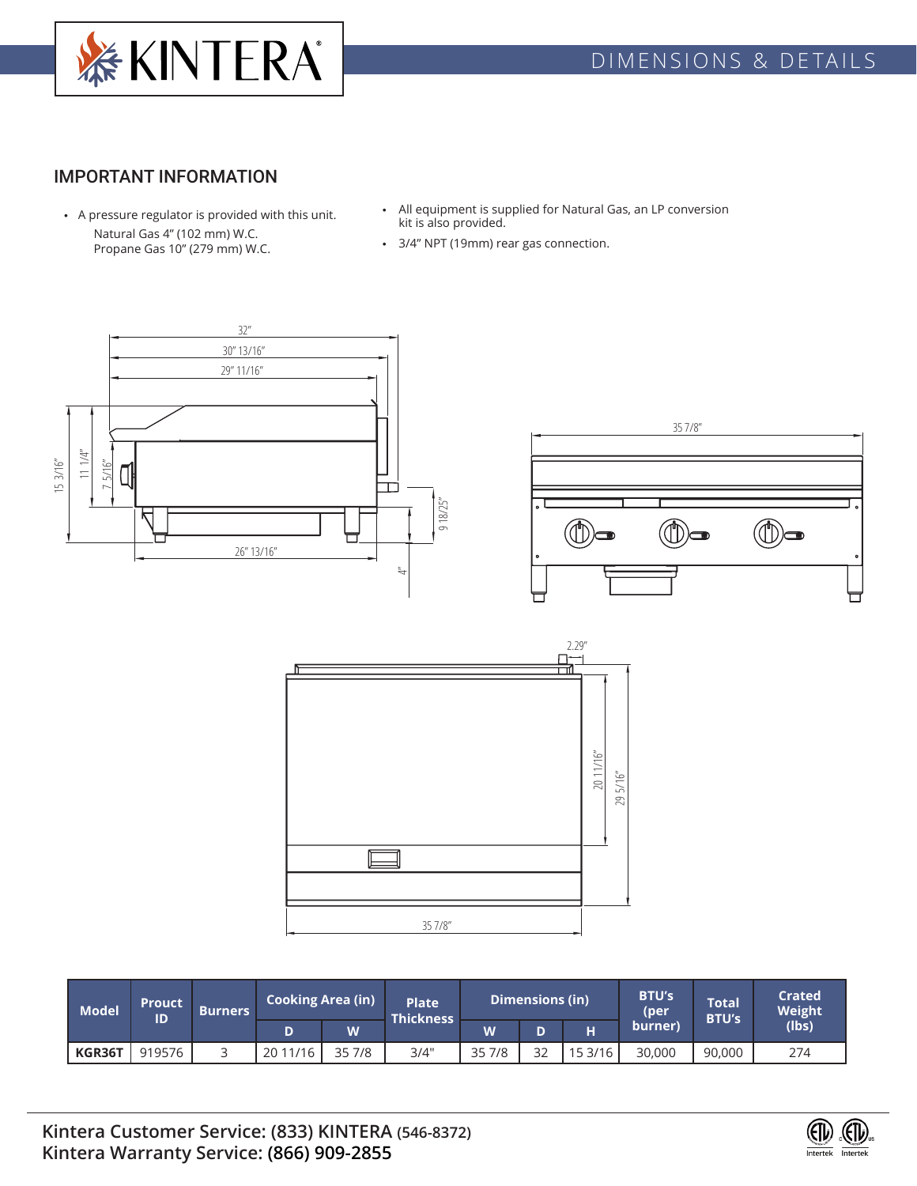# DIMENSIONS & DETAILS

## IMPORTANT INFORMATION

- A pressure regulator is provided with this unit.
  Natural Gas 4" (102 mm) W.C.
  Propane Gas 10" (279 mm) W.C.
- All equipment is supplied for Natural Gas, an LP conversion kit is also provided.
- 3/4" NPT (19mm) rear gas connection.

32"
30" 13/16"
29" 11/16"
15 3/16"
11 1/4"
7 5/16"
9 18/25"
26" 13/16"
4"

35 7/8"

2.29"
20 11/16"
29 5/16"
35 7/8"

| Model | Prouct ID | Burners | Cooking Area (in) | | Plate Thickness | Dimensions (in) | | | BTU's (per burner) | Total BTU's | Crated Weight (lbs) |
|---|---|---|---|---|---|---|---|---|---|---|---|
| | | | D | W | | W | D | H | | | |
| **KGR36T** | 919576 | 3 | 20 11/16 | 35 7/8 | 3/4" | 35 7/8 | 32 | 15 3/16 | 30,000 | 90,000 | 274 |

**Kintera Customer Service: (833) KINTERA (546-8372)**
**Kintera Warranty Service: (866) 909-2855**